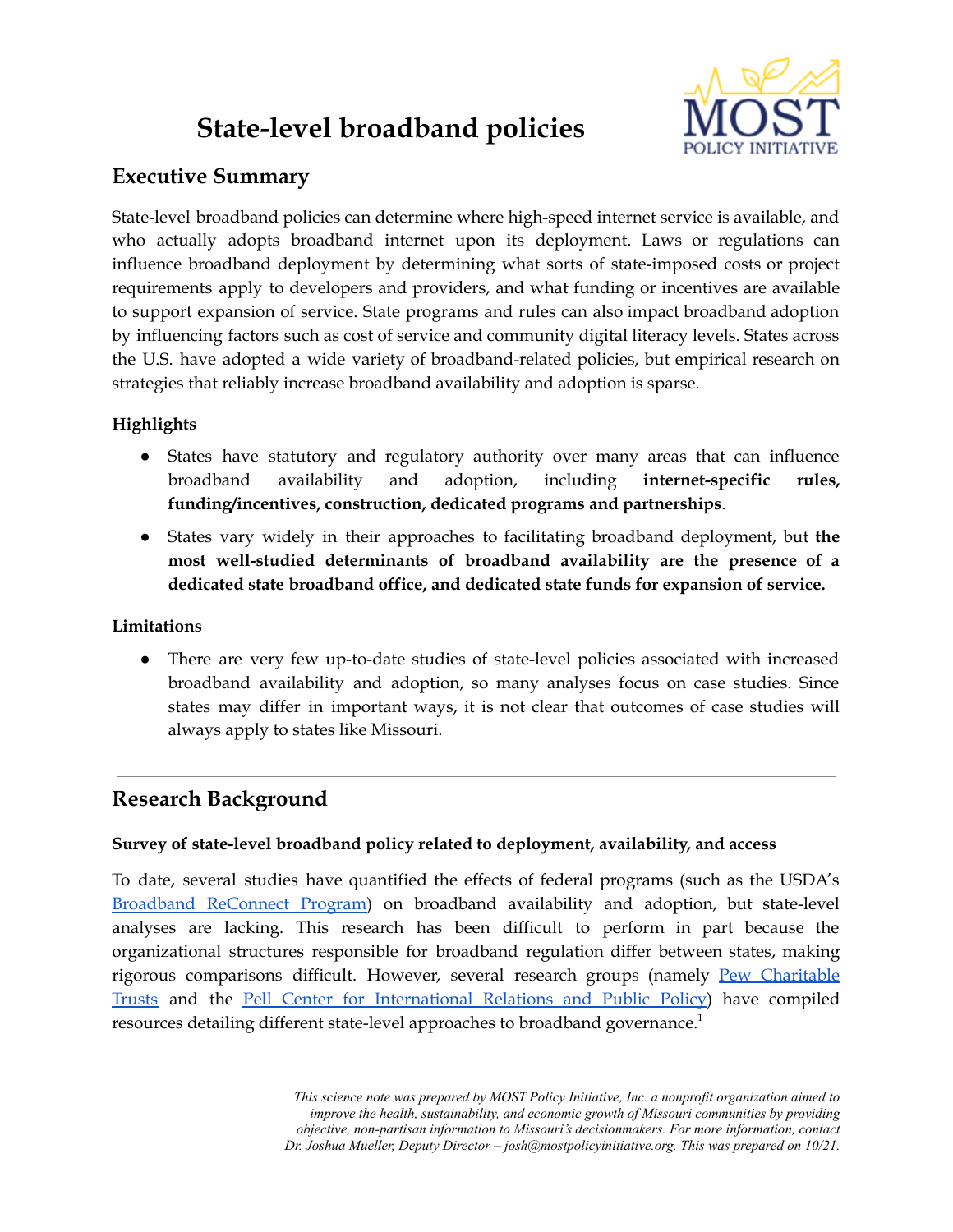# State-level broadband policies

## Executive Summary

State-level broadband policies can determine where high-speed internet service is available, and who actually adopts broadband internet upon its deployment. Laws or regulations can influence broadband deployment by determining what sorts of state-imposed costs or project requirements apply to developers and providers, and what funding or incentives are available to support expansion of service. State programs and rules can also impact broadband adoption by influencing factors such as cost of service and community digital literacy levels. States across the U.S. have adopted a wide variety of broadband-related policies, but empirical research on strategies that reliably increase broadband availability and adoption is sparse.

### Highlights

- States have statutory and regulatory authority over many areas that can influence broadband availability and adoption, including **internet-specific rules, funding/incentives, construction, dedicated programs and partnerships**.
- States vary widely in their approaches to facilitating broadband deployment, but **the most well-studied determinants of broadband availability are the presence of a dedicated state broadband office, and dedicated state funds for expansion of service.**

### Limitations

- There are very few up-to-date studies of state-level policies associated with increased broadband availability and adoption, so many analyses focus on case studies. Since states may differ in important ways, it is not clear that outcomes of case studies will always apply to states like Missouri.

---

## Research Background

### Survey of state-level broadband policy related to deployment, availability, and access

To date, several studies have quantified the effects of federal programs (such as the USDA's Broadband ReConnect Program) on broadband availability and adoption, but state-level analyses are lacking. This research has been difficult to perform in part because the organizational structures responsible for broadband regulation differ between states, making rigorous comparisons difficult. However, several research groups (namely Pew Charitable Trusts and the Pell Center for International Relations and Public Policy) have compiled resources detailing different state-level approaches to broadband governance.[1]

*This science note was prepared by MOST Policy Initiative, Inc. a nonprofit organization aimed to improve the health, sustainability, and economic growth of Missouri communities by providing objective, non-partisan information to Missouri's decisionmakers. For more information, contact Dr. Joshua Mueller, Deputy Director – josh@mostpolicyinitiative.org. This was prepared on 10/21.*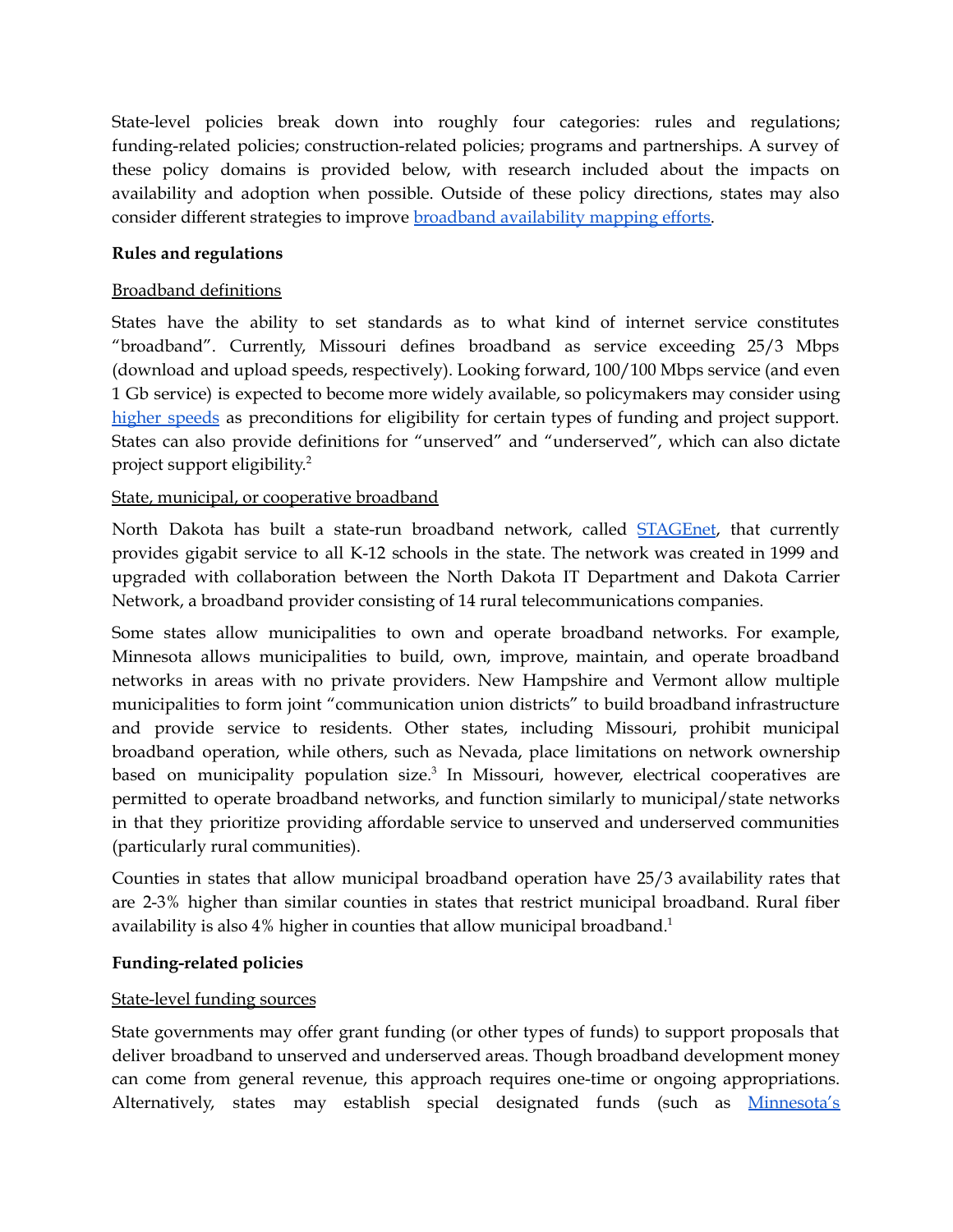State-level policies break down into roughly four categories: rules and regulations; funding-related policies; construction-related policies; programs and partnerships. A survey of these policy domains is provided below, with research included about the impacts on availability and adoption when possible. Outside of these policy directions, states may also consider different strategies to improve broadband availability mapping efforts.

**Rules and regulations**

Broadband definitions

States have the ability to set standards as to what kind of internet service constitutes "broadband". Currently, Missouri defines broadband as service exceeding 25/3 Mbps (download and upload speeds, respectively). Looking forward, 100/100 Mbps service (and even 1 Gb service) is expected to become more widely available, so policymakers may consider using higher speeds as preconditions for eligibility for certain types of funding and project support. States can also provide definitions for "unserved" and "underserved", which can also dictate project support eligibility.[2]

State, municipal, or cooperative broadband

North Dakota has built a state-run broadband network, called STAGEnet, that currently provides gigabit service to all K-12 schools in the state. The network was created in 1999 and upgraded with collaboration between the North Dakota IT Department and Dakota Carrier Network, a broadband provider consisting of 14 rural telecommunications companies.

Some states allow municipalities to own and operate broadband networks. For example, Minnesota allows municipalities to build, own, improve, maintain, and operate broadband networks in areas with no private providers. New Hampshire and Vermont allow multiple municipalities to form joint "communication union districts" to build broadband infrastructure and provide service to residents. Other states, including Missouri, prohibit municipal broadband operation, while others, such as Nevada, place limitations on network ownership based on municipality population size.[3] In Missouri, however, electrical cooperatives are permitted to operate broadband networks, and function similarly to municipal/state networks in that they prioritize providing affordable service to unserved and underserved communities (particularly rural communities).

Counties in states that allow municipal broadband operation have 25/3 availability rates that are 2-3% higher than similar counties in states that restrict municipal broadband. Rural fiber availability is also 4% higher in counties that allow municipal broadband.[1]

**Funding-related policies**

State-level funding sources

State governments may offer grant funding (or other types of funds) to support proposals that deliver broadband to unserved and underserved areas. Though broadband development money can come from general revenue, this approach requires one-time or ongoing appropriations. Alternatively, states may establish special designated funds (such as Minnesota's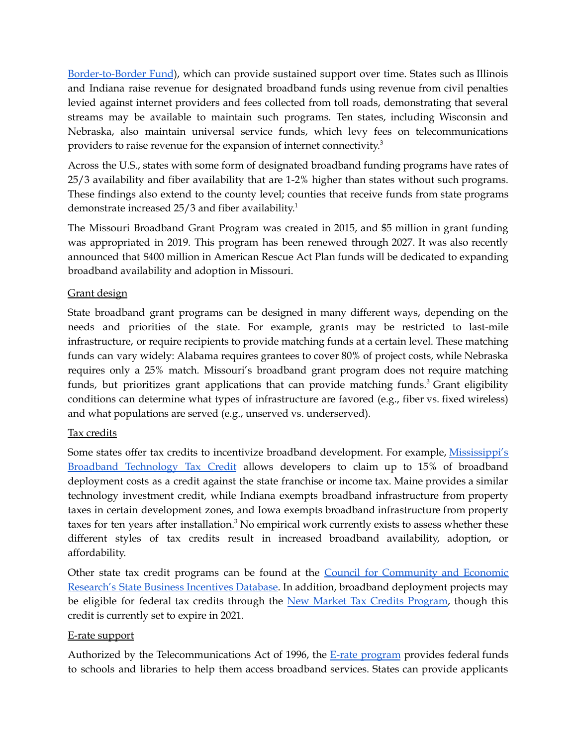Border-to-Border Fund), which can provide sustained support over time. States such as Illinois and Indiana raise revenue for designated broadband funds using revenue from civil penalties levied against internet providers and fees collected from toll roads, demonstrating that several streams may be available to maintain such programs. Ten states, including Wisconsin and Nebraska, also maintain universal service funds, which levy fees on telecommunications providers to raise revenue for the expansion of internet connectivity.[3]

Across the U.S., states with some form of designated broadband funding programs have rates of 25/3 availability and fiber availability that are 1-2% higher than states without such programs. These findings also extend to the county level; counties that receive funds from state programs demonstrate increased 25/3 and fiber availability.[1]

The Missouri Broadband Grant Program was created in 2015, and $5 million in grant funding was appropriated in 2019. This program has been renewed through 2027. It was also recently announced that $400 million in American Rescue Act Plan funds will be dedicated to expanding broadband availability and adoption in Missouri.

Grant design

State broadband grant programs can be designed in many different ways, depending on the needs and priorities of the state. For example, grants may be restricted to last-mile infrastructure, or require recipients to provide matching funds at a certain level. These matching funds can vary widely: Alabama requires grantees to cover 80% of project costs, while Nebraska requires only a 25% match. Missouri's broadband grant program does not require matching funds, but prioritizes grant applications that can provide matching funds.[3] Grant eligibility conditions can determine what types of infrastructure are favored (e.g., fiber vs. fixed wireless) and what populations are served (e.g., unserved vs. underserved).

Tax credits

Some states offer tax credits to incentivize broadband development. For example, Mississippi's Broadband Technology Tax Credit allows developers to claim up to 15% of broadband deployment costs as a credit against the state franchise or income tax. Maine provides a similar technology investment credit, while Indiana exempts broadband infrastructure from property taxes in certain development zones, and Iowa exempts broadband infrastructure from property taxes for ten years after installation.[3] No empirical work currently exists to assess whether these different styles of tax credits result in increased broadband availability, adoption, or affordability.

Other state tax credit programs can be found at the Council for Community and Economic Research's State Business Incentives Database. In addition, broadband deployment projects may be eligible for federal tax credits through the New Market Tax Credits Program, though this credit is currently set to expire in 2021.

E-rate support

Authorized by the Telecommunications Act of 1996, the E-rate program provides federal funds to schools and libraries to help them access broadband services. States can provide applicants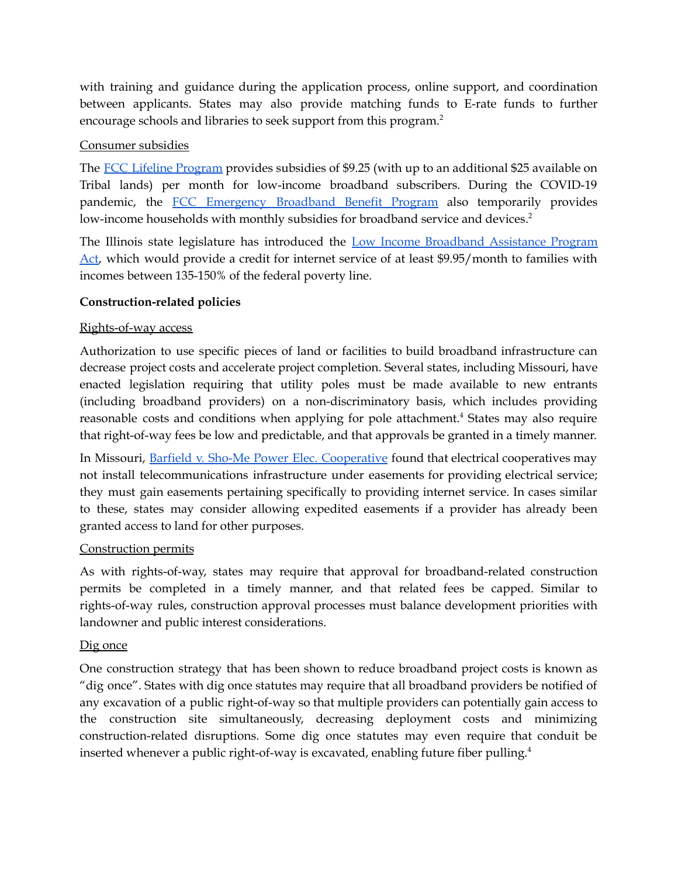with training and guidance during the application process, online support, and coordination between applicants. States may also provide matching funds to E-rate funds to further encourage schools and libraries to seek support from this program.[2]

Consumer subsidies

The FCC Lifeline Program provides subsidies of $9.25 (with up to an additional $25 available on Tribal lands) per month for low-income broadband subscribers. During the COVID-19 pandemic, the FCC Emergency Broadband Benefit Program also temporarily provides low-income households with monthly subsidies for broadband service and devices.[2]

The Illinois state legislature has introduced the Low Income Broadband Assistance Program Act, which would provide a credit for internet service of at least $9.95/month to families with incomes between 135-150% of the federal poverty line.

**Construction-related policies**

Rights-of-way access

Authorization to use specific pieces of land or facilities to build broadband infrastructure can decrease project costs and accelerate project completion. Several states, including Missouri, have enacted legislation requiring that utility poles must be made available to new entrants (including broadband providers) on a non-discriminatory basis, which includes providing reasonable costs and conditions when applying for pole attachment.[4] States may also require that right-of-way fees be low and predictable, and that approvals be granted in a timely manner.

In Missouri, Barfield v. Sho-Me Power Elec. Cooperative found that electrical cooperatives may not install telecommunications infrastructure under easements for providing electrical service; they must gain easements pertaining specifically to providing internet service. In cases similar to these, states may consider allowing expedited easements if a provider has already been granted access to land for other purposes.

Construction permits

As with rights-of-way, states may require that approval for broadband-related construction permits be completed in a timely manner, and that related fees be capped. Similar to rights-of-way rules, construction approval processes must balance development priorities with landowner and public interest considerations.

Dig once

One construction strategy that has been shown to reduce broadband project costs is known as "dig once". States with dig once statutes may require that all broadband providers be notified of any excavation of a public right-of-way so that multiple providers can potentially gain access to the construction site simultaneously, decreasing deployment costs and minimizing construction-related disruptions. Some dig once statutes may even require that conduit be inserted whenever a public right-of-way is excavated, enabling future fiber pulling.[4]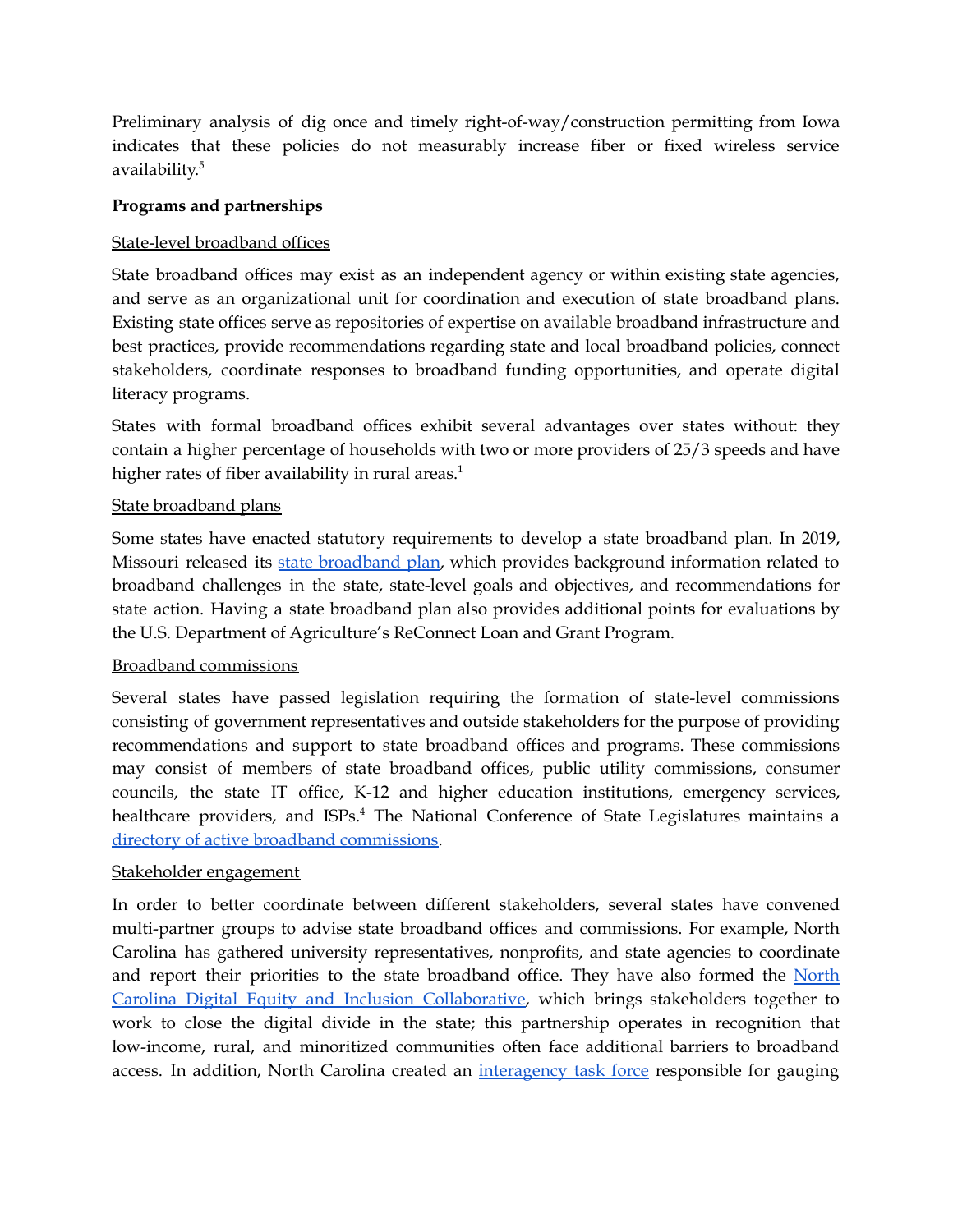Preliminary analysis of dig once and timely right-of-way/construction permitting from Iowa indicates that these policies do not measurably increase fiber or fixed wireless service availability.[5]

**Programs and partnerships**

State-level broadband offices

State broadband offices may exist as an independent agency or within existing state agencies, and serve as an organizational unit for coordination and execution of state broadband plans. Existing state offices serve as repositories of expertise on available broadband infrastructure and best practices, provide recommendations regarding state and local broadband policies, connect stakeholders, coordinate responses to broadband funding opportunities, and operate digital literacy programs.

States with formal broadband offices exhibit several advantages over states without: they contain a higher percentage of households with two or more providers of 25/3 speeds and have higher rates of fiber availability in rural areas.[1]

State broadband plans

Some states have enacted statutory requirements to develop a state broadband plan. In 2019, Missouri released its [state broadband plan], which provides background information related to broadband challenges in the state, state-level goals and objectives, and recommendations for state action. Having a state broadband plan also provides additional points for evaluations by the U.S. Department of Agriculture's ReConnect Loan and Grant Program.

Broadband commissions

Several states have passed legislation requiring the formation of state-level commissions consisting of government representatives and outside stakeholders for the purpose of providing recommendations and support to state broadband offices and programs. These commissions may consist of members of state broadband offices, public utility commissions, consumer councils, the state IT office, K-12 and higher education institutions, emergency services, healthcare providers, and ISPs.[4] The National Conference of State Legislatures maintains a [directory of active broadband commissions].

Stakeholder engagement

In order to better coordinate between different stakeholders, several states have convened multi-partner groups to advise state broadband offices and commissions. For example, North Carolina has gathered university representatives, nonprofits, and state agencies to coordinate and report their priorities to the state broadband office. They have also formed the [North Carolina Digital Equity and Inclusion Collaborative], which brings stakeholders together to work to close the digital divide in the state; this partnership operates in recognition that low-income, rural, and minoritized communities often face additional barriers to broadband access. In addition, North Carolina created an [interagency task force] responsible for gauging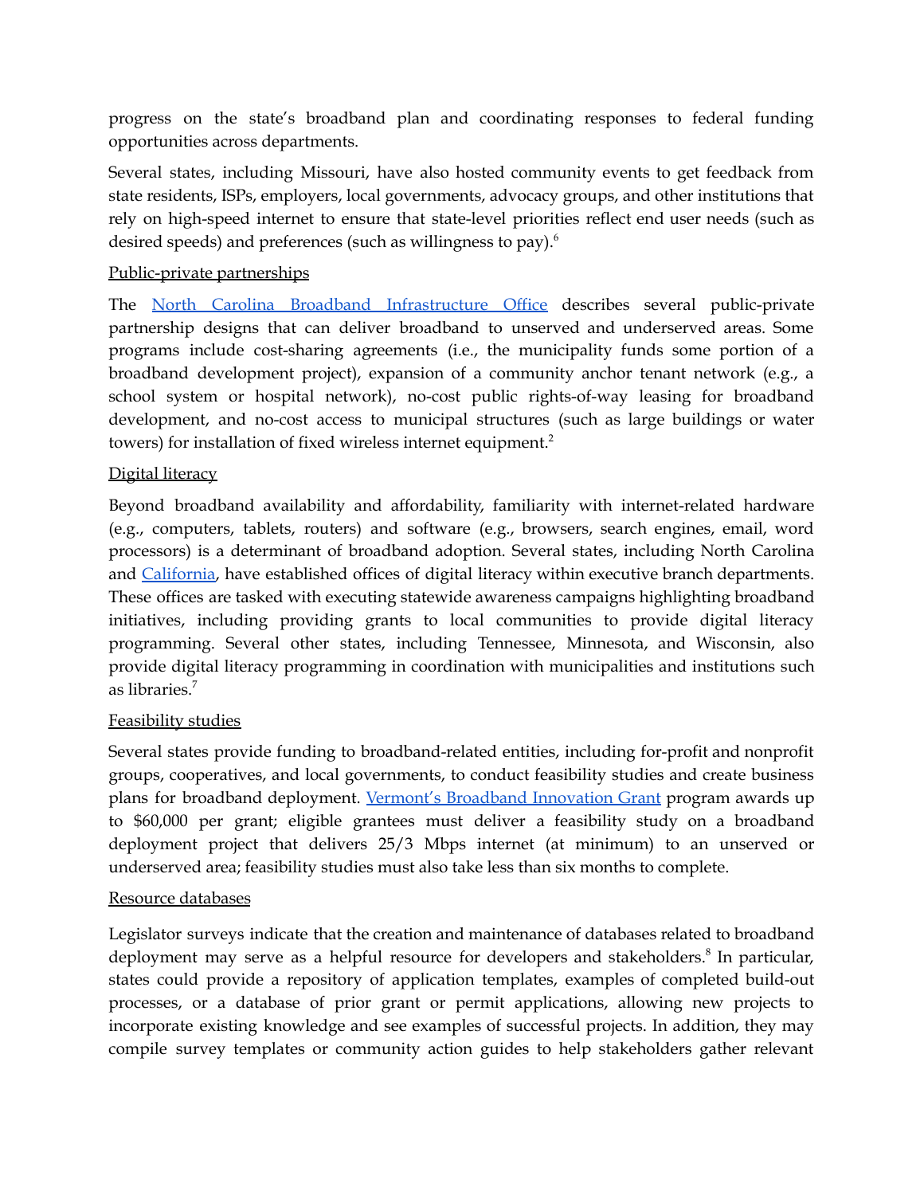progress on the state's broadband plan and coordinating responses to federal funding opportunities across departments.

Several states, including Missouri, have also hosted community events to get feedback from state residents, ISPs, employers, local governments, advocacy groups, and other institutions that rely on high-speed internet to ensure that state-level priorities reflect end user needs (such as desired speeds) and preferences (such as willingness to pay).[6]

Public-private partnerships

The North Carolina Broadband Infrastructure Office describes several public-private partnership designs that can deliver broadband to unserved and underserved areas. Some programs include cost-sharing agreements (i.e., the municipality funds some portion of a broadband development project), expansion of a community anchor tenant network (e.g., a school system or hospital network), no-cost public rights-of-way leasing for broadband development, and no-cost access to municipal structures (such as large buildings or water towers) for installation of fixed wireless internet equipment.[2]

Digital literacy

Beyond broadband availability and affordability, familiarity with internet-related hardware (e.g., computers, tablets, routers) and software (e.g., browsers, search engines, email, word processors) is a determinant of broadband adoption. Several states, including North Carolina and California, have established offices of digital literacy within executive branch departments. These offices are tasked with executing statewide awareness campaigns highlighting broadband initiatives, including providing grants to local communities to provide digital literacy programming. Several other states, including Tennessee, Minnesota, and Wisconsin, also provide digital literacy programming in coordination with municipalities and institutions such as libraries.[7]

Feasibility studies

Several states provide funding to broadband-related entities, including for-profit and nonprofit groups, cooperatives, and local governments, to conduct feasibility studies and create business plans for broadband deployment. Vermont's Broadband Innovation Grant program awards up to $60,000 per grant; eligible grantees must deliver a feasibility study on a broadband deployment project that delivers 25/3 Mbps internet (at minimum) to an unserved or underserved area; feasibility studies must also take less than six months to complete.

Resource databases

Legislator surveys indicate that the creation and maintenance of databases related to broadband deployment may serve as a helpful resource for developers and stakeholders.[8] In particular, states could provide a repository of application templates, examples of completed build-out processes, or a database of prior grant or permit applications, allowing new projects to incorporate existing knowledge and see examples of successful projects. In addition, they may compile survey templates or community action guides to help stakeholders gather relevant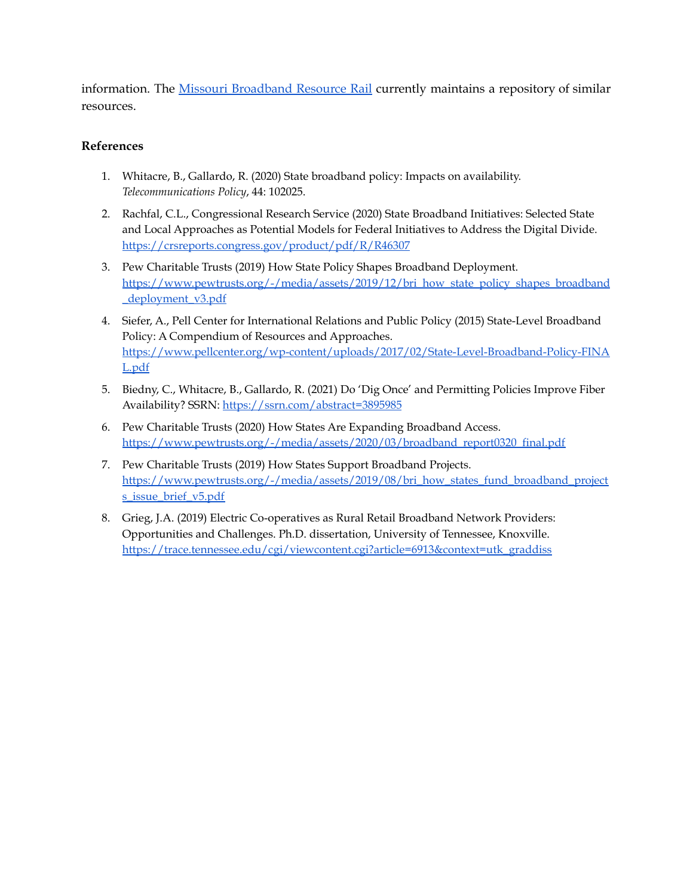information. The [Missouri Broadband Resource Rail]() currently maintains a repository of similar resources.

**References**

1. Whitacre, B., Gallardo, R. (2020) State broadband policy: Impacts on availability. *Telecommunications Policy*, 44: 102025.
2. Rachfal, C.L., Congressional Research Service (2020) State Broadband Initiatives: Selected State and Local Approaches as Potential Models for Federal Initiatives to Address the Digital Divide. https://crsreports.congress.gov/product/pdf/R/R46307
3. Pew Charitable Trusts (2019) How State Policy Shapes Broadband Deployment. https://www.pewtrusts.org/-/media/assets/2019/12/bri_how_state_policy_shapes_broadband_deployment_v3.pdf
4. Siefer, A., Pell Center for International Relations and Public Policy (2015) State-Level Broadband Policy: A Compendium of Resources and Approaches. https://www.pellcenter.org/wp-content/uploads/2017/02/State-Level-Broadband-Policy-FINAL.pdf
5. Biedny, C., Whitacre, B., Gallardo, R. (2021) Do 'Dig Once' and Permitting Policies Improve Fiber Availability? SSRN: https://ssrn.com/abstract=3895985
6. Pew Charitable Trusts (2020) How States Are Expanding Broadband Access. https://www.pewtrusts.org/-/media/assets/2020/03/broadband_report0320_final.pdf
7. Pew Charitable Trusts (2019) How States Support Broadband Projects. https://www.pewtrusts.org/-/media/assets/2019/08/bri_how_states_fund_broadband_projects_issue_brief_v5.pdf
8. Grieg, J.A. (2019) Electric Co-operatives as Rural Retail Broadband Network Providers: Opportunities and Challenges. Ph.D. dissertation, University of Tennessee, Knoxville. https://trace.tennessee.edu/cgi/viewcontent.cgi?article=6913&context=utk_graddiss